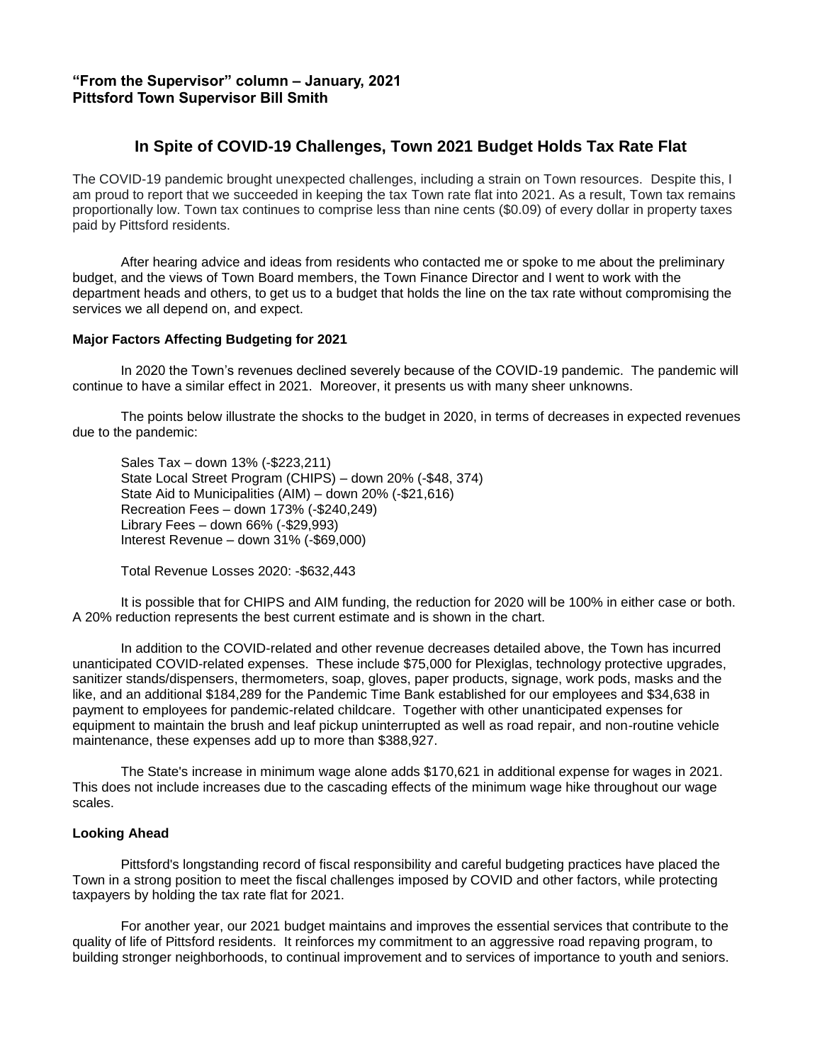**"From the Supervisor" column – January, 2021**
**Pittsford Town Supervisor Bill Smith**

## In Spite of COVID-19 Challenges, Town 2021 Budget Holds Tax Rate Flat

The COVID-19 pandemic brought unexpected challenges, including a strain on Town resources. Despite this, I am proud to report that we succeeded in keeping the tax Town rate flat into 2021. As a result, Town tax remains proportionally low. Town tax continues to comprise less than nine cents ($0.09) of every dollar in property taxes paid by Pittsford residents.

After hearing advice and ideas from residents who contacted me or spoke to me about the preliminary budget, and the views of Town Board members, the Town Finance Director and I went to work with the department heads and others, to get us to a budget that holds the line on the tax rate without compromising the services we all depend on, and expect.

**Major Factors Affecting Budgeting for 2021**

In 2020 the Town's revenues declined severely because of the COVID-19 pandemic. The pandemic will continue to have a similar effect in 2021. Moreover, it presents us with many sheer unknowns.

The points below illustrate the shocks to the budget in 2020, in terms of decreases in expected revenues due to the pandemic:

Sales Tax – down 13% (-$223,211)
State Local Street Program (CHIPS) – down 20% (-$48, 374)
State Aid to Municipalities (AIM) – down 20% (-$21,616)
Recreation Fees – down 173% (-$240,249)
Library Fees – down 66% (-$29,993)
Interest Revenue – down 31% (-$69,000)

Total Revenue Losses 2020: -$632,443

It is possible that for CHIPS and AIM funding, the reduction for 2020 will be 100% in either case or both. A 20% reduction represents the best current estimate and is shown in the chart.

In addition to the COVID-related and other revenue decreases detailed above, the Town has incurred unanticipated COVID-related expenses. These include $75,000 for Plexiglas, technology protective upgrades, sanitizer stands/dispensers, thermometers, soap, gloves, paper products, signage, work pods, masks and the like, and an additional $184,289 for the Pandemic Time Bank established for our employees and $34,638 in payment to employees for pandemic-related childcare. Together with other unanticipated expenses for equipment to maintain the brush and leaf pickup uninterrupted as well as road repair, and non-routine vehicle maintenance, these expenses add up to more than $388,927.

The State's increase in minimum wage alone adds $170,621 in additional expense for wages in 2021. This does not include increases due to the cascading effects of the minimum wage hike throughout our wage scales.

**Looking Ahead**

Pittsford's longstanding record of fiscal responsibility and careful budgeting practices have placed the Town in a strong position to meet the fiscal challenges imposed by COVID and other factors, while protecting taxpayers by holding the tax rate flat for 2021.

For another year, our 2021 budget maintains and improves the essential services that contribute to the quality of life of Pittsford residents. It reinforces my commitment to an aggressive road repaving program, to building stronger neighborhoods, to continual improvement and to services of importance to youth and seniors.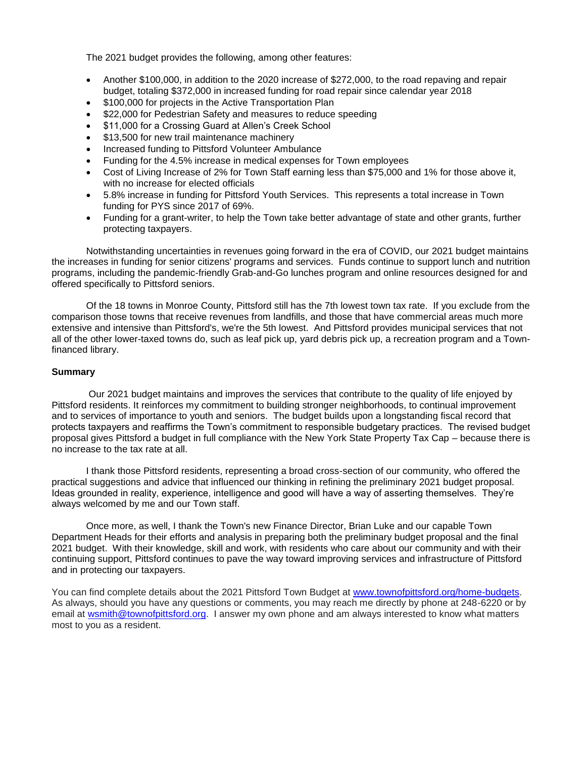The 2021 budget provides the following, among other features:

- Another $100,000, in addition to the 2020 increase of $272,000, to the road repaving and repair budget, totaling $372,000 in increased funding for road repair since calendar year 2018
- $100,000 for projects in the Active Transportation Plan
- $22,000 for Pedestrian Safety and measures to reduce speeding
- $11,000 for a Crossing Guard at Allen's Creek School
- $13,500 for new trail maintenance machinery
- Increased funding to Pittsford Volunteer Ambulance
- Funding for the 4.5% increase in medical expenses for Town employees
- Cost of Living Increase of 2% for Town Staff earning less than $75,000 and 1% for those above it, with no increase for elected officials
- 5.8% increase in funding for Pittsford Youth Services. This represents a total increase in Town funding for PYS since 2017 of 69%.
- Funding for a grant-writer, to help the Town take better advantage of state and other grants, further protecting taxpayers.

Notwithstanding uncertainties in revenues going forward in the era of COVID, our 2021 budget maintains the increases in funding for senior citizens' programs and services. Funds continue to support lunch and nutrition programs, including the pandemic-friendly Grab-and-Go lunches program and online resources designed for and offered specifically to Pittsford seniors.

Of the 18 towns in Monroe County, Pittsford still has the 7th lowest town tax rate. If you exclude from the comparison those towns that receive revenues from landfills, and those that have commercial areas much more extensive and intensive than Pittsford's, we're the 5th lowest. And Pittsford provides municipal services that not all of the other lower-taxed towns do, such as leaf pick up, yard debris pick up, a recreation program and a Town-financed library.

**Summary**

Our 2021 budget maintains and improves the services that contribute to the quality of life enjoyed by Pittsford residents. It reinforces my commitment to building stronger neighborhoods, to continual improvement and to services of importance to youth and seniors. The budget builds upon a longstanding fiscal record that protects taxpayers and reaffirms the Town's commitment to responsible budgetary practices. The revised budget proposal gives Pittsford a budget in full compliance with the New York State Property Tax Cap – because there is no increase to the tax rate at all.

I thank those Pittsford residents, representing a broad cross-section of our community, who offered the practical suggestions and advice that influenced our thinking in refining the preliminary 2021 budget proposal. Ideas grounded in reality, experience, intelligence and good will have a way of asserting themselves. They're always welcomed by me and our Town staff.

Once more, as well, I thank the Town's new Finance Director, Brian Luke and our capable Town Department Heads for their efforts and analysis in preparing both the preliminary budget proposal and the final 2021 budget. With their knowledge, skill and work, with residents who care about our community and with their continuing support, Pittsford continues to pave the way toward improving services and infrastructure of Pittsford and in protecting our taxpayers.

You can find complete details about the 2021 Pittsford Town Budget at [www.townofpittsford.org/home-budgets](www.townofpittsford.org/home-budgets). As always, should you have any questions or comments, you may reach me directly by phone at 248-6220 or by email at [wsmith@townofpittsford.org](mailto:wsmith@townofpittsford.org). I answer my own phone and am always interested to know what matters most to you as a resident.